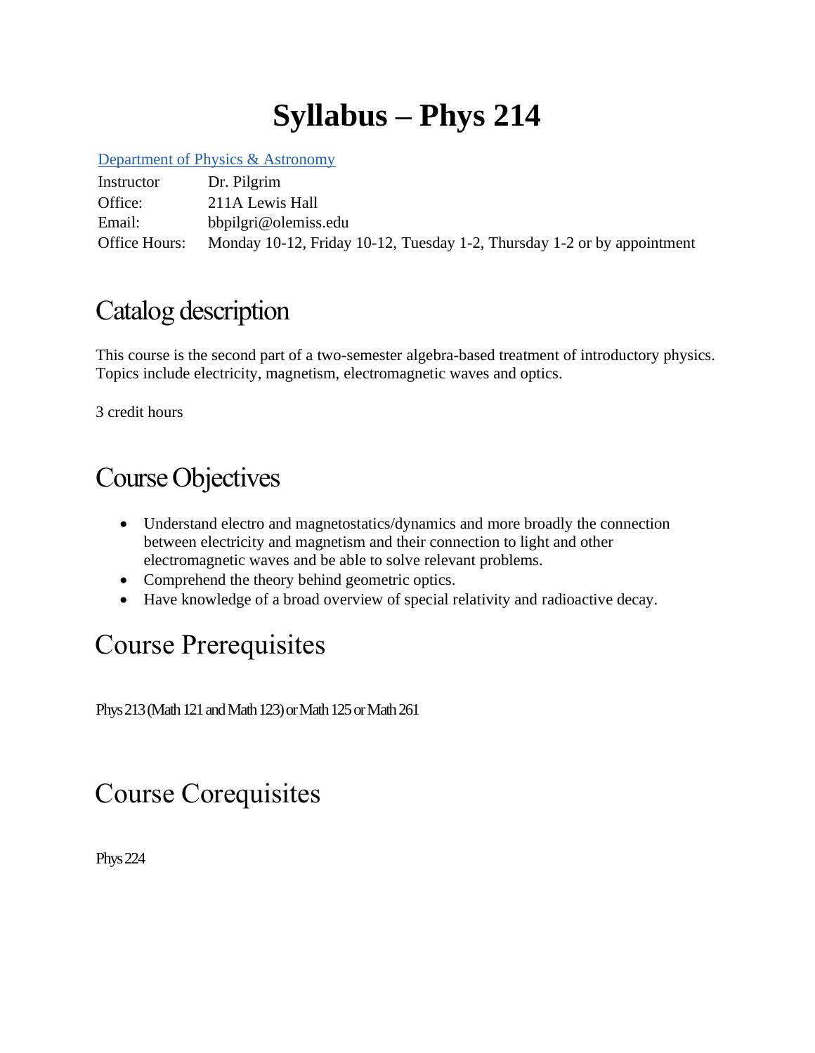# Syllabus – Phys 214

Department of Physics & Astronomy

| | |
|---|---|
| Instructor | Dr. Pilgrim |
| Office: | 211A Lewis Hall |
| Email: | bbpilgri@olemiss.edu |
| Office Hours: | Monday 10-12, Friday 10-12, Tuesday 1-2, Thursday 1-2 or by appointment |

## Catalog description

This course is the second part of a two-semester algebra-based treatment of introductory physics. Topics include electricity, magnetism, electromagnetic waves and optics.

3 credit hours

## Course Objectives

- Understand electro and magnetostatics/dynamics and more broadly the connection between electricity and magnetism and their connection to light and other electromagnetic waves and be able to solve relevant problems.
- Comprehend the theory behind geometric optics.
- Have knowledge of a broad overview of special relativity and radioactive decay.

## Course Prerequisites

Phys 213 (Math 121 and Math 123) or Math 125 or Math 261

## Course Corequisites

Phys 224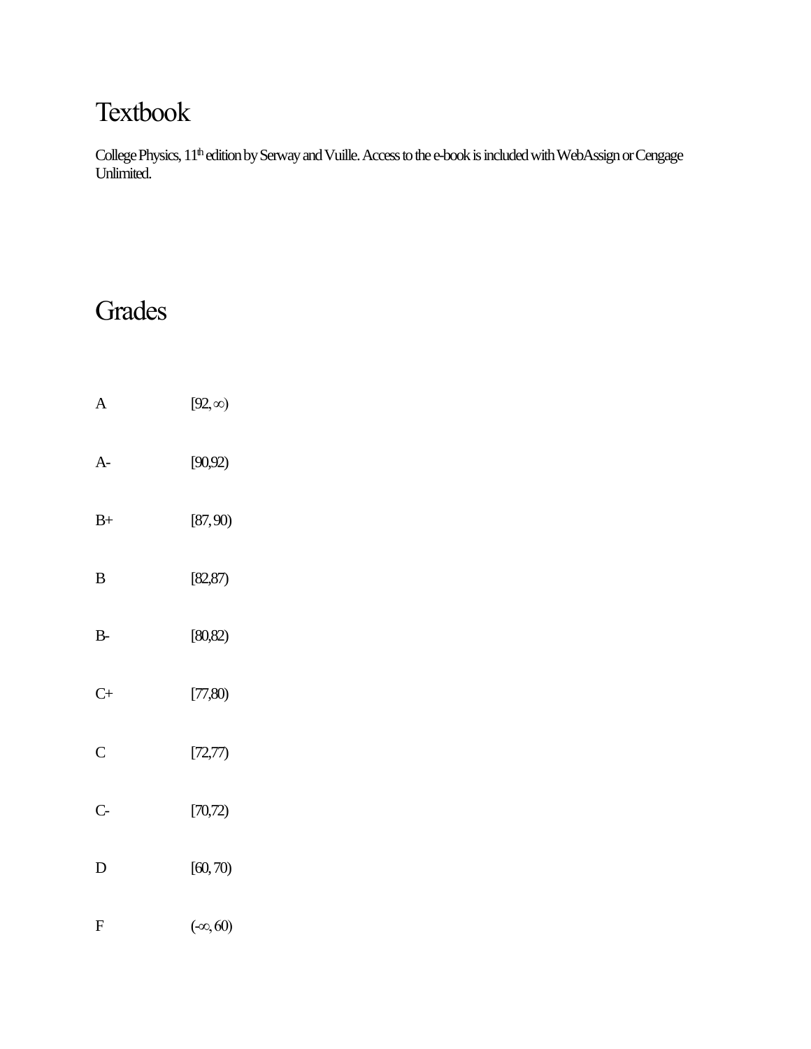# Textbook

College Physics, 11th edition by Serway and Vuille. Access to the e-book is included with WebAssign or Cengage Unlimited.

# Grades

| | |
|---|---|
| A | $[92, \infty)$ |
| A- | $[90,92)$ |
| B+ | $[87, 90)$ |
| B | $[82,87)$ |
| B- | $[80,82)$ |
| C+ | $[77,80)$ |
| C | $[72,77)$ |
| C- | $[70,72)$ |
| D | $[60, 70)$ |
| F | $(-\infty, 60)$ |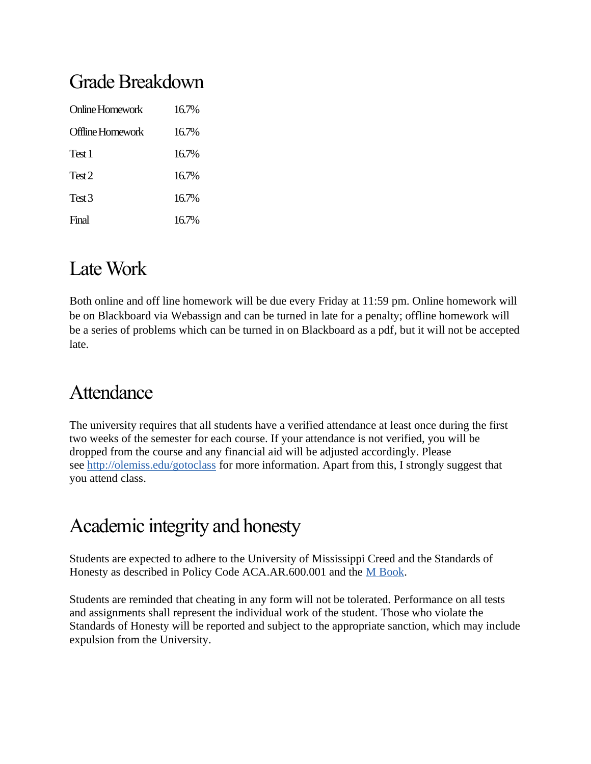## Grade Breakdown

| | |
|---|---|
| Online Homework | 16.7% |
| Offline Homework | 16.7% |
| Test 1 | 16.7% |
| Test 2 | 16.7% |
| Test 3 | 16.7% |
| Final | 16.7% |

## Late Work

Both online and off line homework will be due every Friday at 11:59 pm. Online homework will be on Blackboard via Webassign and can be turned in late for a penalty; offline homework will be a series of problems which can be turned in on Blackboard as a pdf, but it will not be accepted late.

## Attendance

The university requires that all students have a verified attendance at least once during the first two weeks of the semester for each course. If your attendance is not verified, you will be dropped from the course and any financial aid will be adjusted accordingly. Please see [http://olemiss.edu/gotoclass](http://olemiss.edu/gotoclass) for more information. Apart from this, I strongly suggest that you attend class.

## Academic integrity and honesty

Students are expected to adhere to the University of Mississippi Creed and the Standards of Honesty as described in Policy Code ACA.AR.600.001 and the M Book.

Students are reminded that cheating in any form will not be tolerated. Performance on all tests and assignments shall represent the individual work of the student. Those who violate the Standards of Honesty will be reported and subject to the appropriate sanction, which may include expulsion from the University.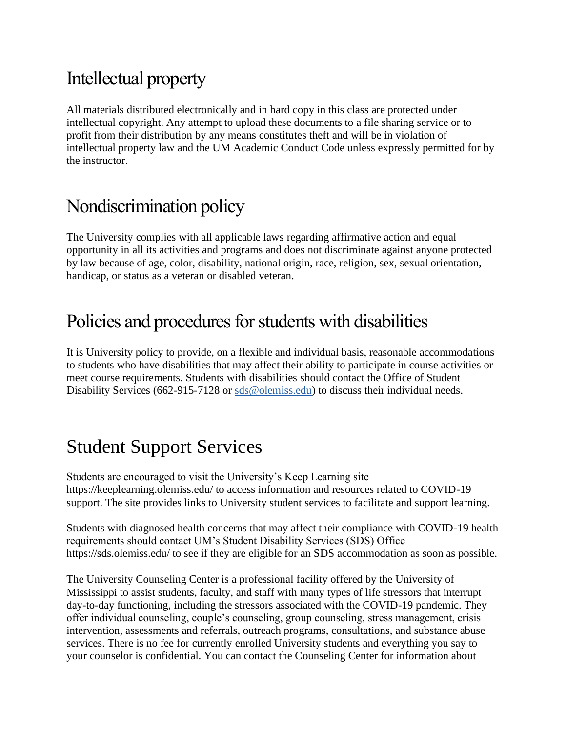## Intellectual property

All materials distributed electronically and in hard copy in this class are protected under intellectual copyright. Any attempt to upload these documents to a file sharing service or to profit from their distribution by any means constitutes theft and will be in violation of intellectual property law and the UM Academic Conduct Code unless expressly permitted for by the instructor.

## Nondiscrimination policy

The University complies with all applicable laws regarding affirmative action and equal opportunity in all its activities and programs and does not discriminate against anyone protected by law because of age, color, disability, national origin, race, religion, sex, sexual orientation, handicap, or status as a veteran or disabled veteran.

## Policies and procedures for students with disabilities

It is University policy to provide, on a flexible and individual basis, reasonable accommodations to students who have disabilities that may affect their ability to participate in course activities or meet course requirements. Students with disabilities should contact the Office of Student Disability Services (662-915-7128 or [sds@olemiss.edu](mailto:sds@olemiss.edu)) to discuss their individual needs.

## Student Support Services

Students are encouraged to visit the University's Keep Learning site https://keeplearning.olemiss.edu/ to access information and resources related to COVID-19 support. The site provides links to University student services to facilitate and support learning.

Students with diagnosed health concerns that may affect their compliance with COVID-19 health requirements should contact UM's Student Disability Services (SDS) Office https://sds.olemiss.edu/ to see if they are eligible for an SDS accommodation as soon as possible.

The University Counseling Center is a professional facility offered by the University of Mississippi to assist students, faculty, and staff with many types of life stressors that interrupt day-to-day functioning, including the stressors associated with the COVID-19 pandemic. They offer individual counseling, couple's counseling, group counseling, stress management, crisis intervention, assessments and referrals, outreach programs, consultations, and substance abuse services. There is no fee for currently enrolled University students and everything you say to your counselor is confidential. You can contact the Counseling Center for information about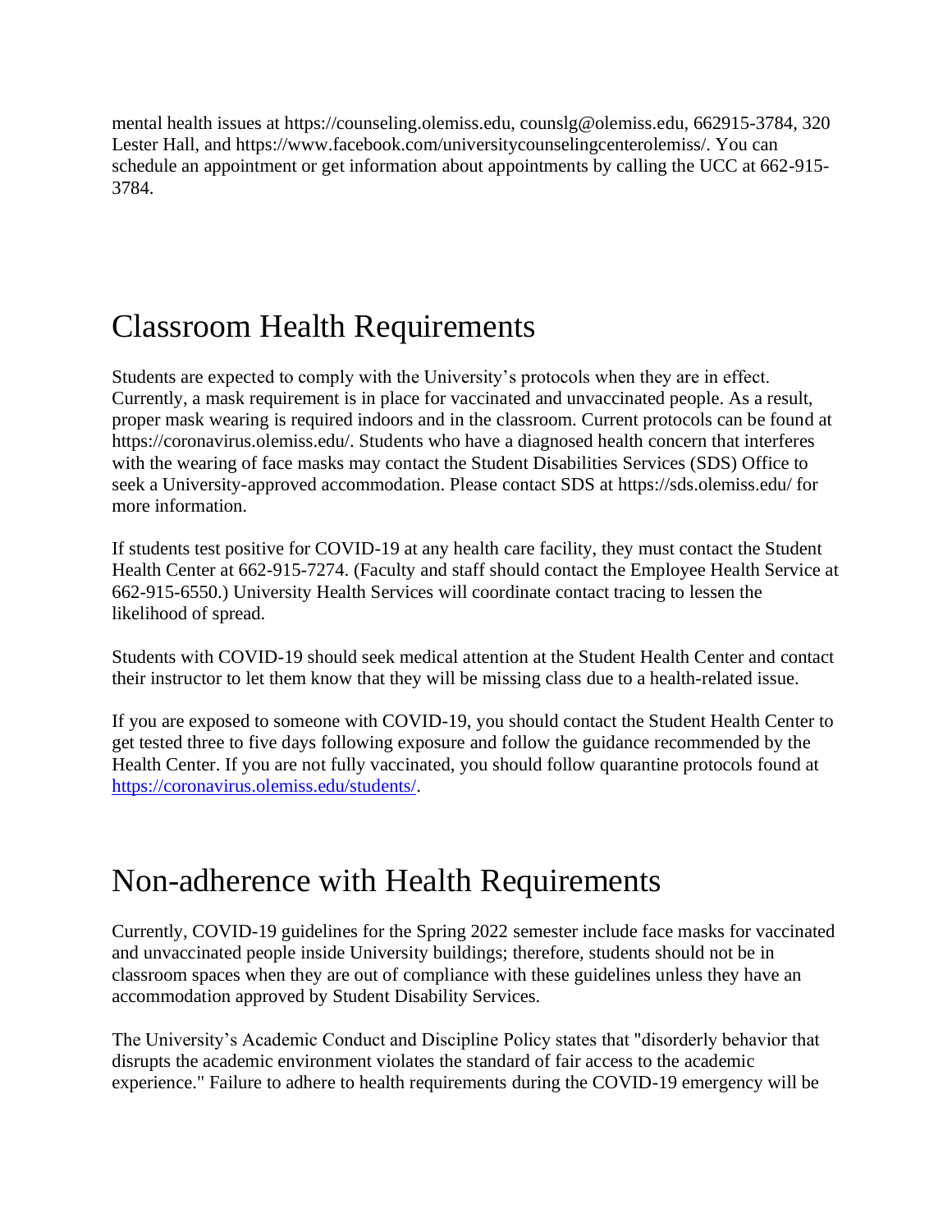mental health issues at https://counseling.olemiss.edu, counslg@olemiss.edu, 662915-3784, 320 Lester Hall, and https://www.facebook.com/universitycounselingcenterolemiss/. You can schedule an appointment or get information about appointments by calling the UCC at 662-915-3784.

## Classroom Health Requirements

Students are expected to comply with the University's protocols when they are in effect. Currently, a mask requirement is in place for vaccinated and unvaccinated people. As a result, proper mask wearing is required indoors and in the classroom. Current protocols can be found at https://coronavirus.olemiss.edu/. Students who have a diagnosed health concern that interferes with the wearing of face masks may contact the Student Disabilities Services (SDS) Office to seek a University-approved accommodation. Please contact SDS at https://sds.olemiss.edu/ for more information.

If students test positive for COVID-19 at any health care facility, they must contact the Student Health Center at 662-915-7274. (Faculty and staff should contact the Employee Health Service at 662-915-6550.) University Health Services will coordinate contact tracing to lessen the likelihood of spread.

Students with COVID-19 should seek medical attention at the Student Health Center and contact their instructor to let them know that they will be missing class due to a health-related issue.

If you are exposed to someone with COVID-19, you should contact the Student Health Center to get tested three to five days following exposure and follow the guidance recommended by the Health Center. If you are not fully vaccinated, you should follow quarantine protocols found at [https://coronavirus.olemiss.edu/students/](https://coronavirus.olemiss.edu/students/).

## Non-adherence with Health Requirements

Currently, COVID-19 guidelines for the Spring 2022 semester include face masks for vaccinated and unvaccinated people inside University buildings; therefore, students should not be in classroom spaces when they are out of compliance with these guidelines unless they have an accommodation approved by Student Disability Services.

The University's Academic Conduct and Discipline Policy states that "disorderly behavior that disrupts the academic environment violates the standard of fair access to the academic experience." Failure to adhere to health requirements during the COVID-19 emergency will be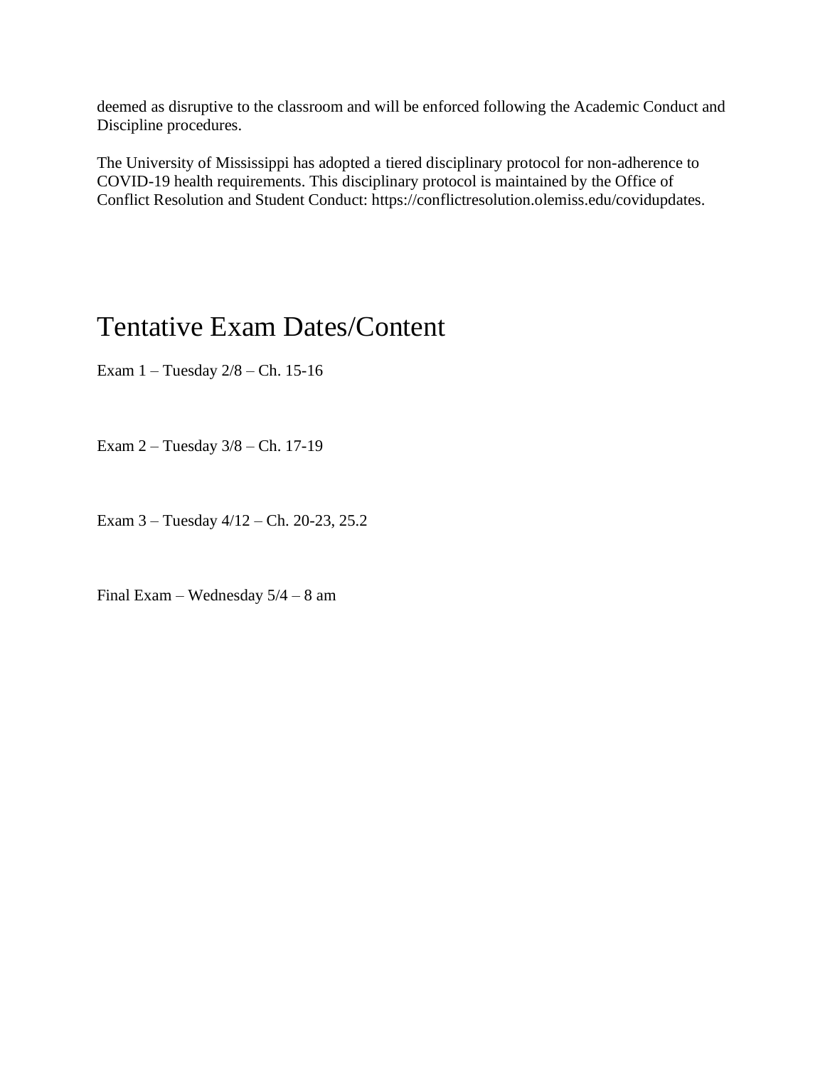deemed as disruptive to the classroom and will be enforced following the Academic Conduct and Discipline procedures.

The University of Mississippi has adopted a tiered disciplinary protocol for non-adherence to COVID-19 health requirements. This disciplinary protocol is maintained by the Office of Conflict Resolution and Student Conduct: https://conflictresolution.olemiss.edu/covidupdates.

# Tentative Exam Dates/Content

Exam 1 – Tuesday 2/8 – Ch. 15-16

Exam 2 – Tuesday 3/8 – Ch. 17-19

Exam 3 – Tuesday 4/12 – Ch. 20-23, 25.2

Final Exam – Wednesday 5/4 – 8 am